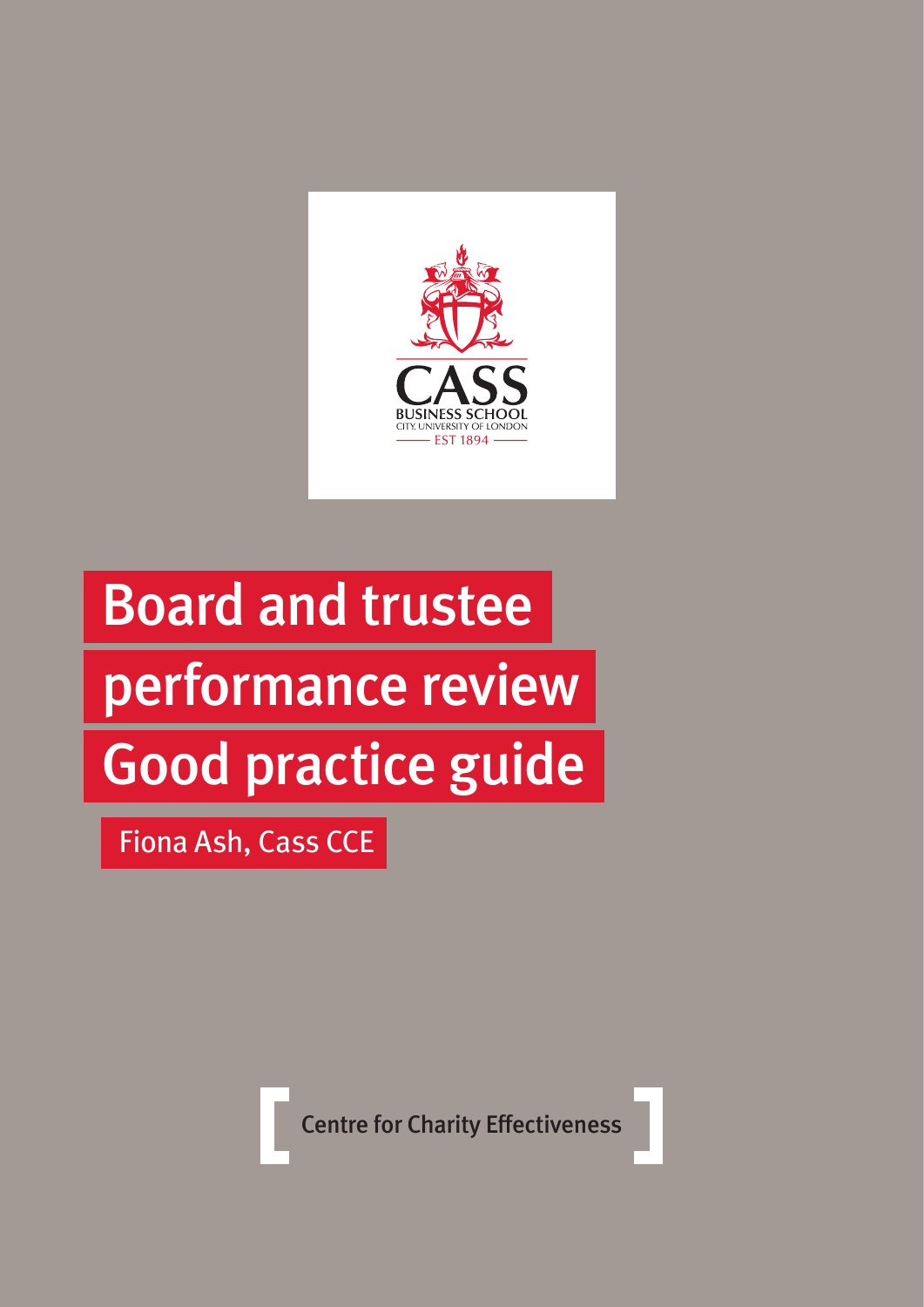CASS
BUSINESS SCHOOL
CITY, UNIVERSITY OF LONDON
EST 1894

# Board and trustee performance review Good practice guide

Fiona Ash, Cass CCE

Centre for Charity Effectiveness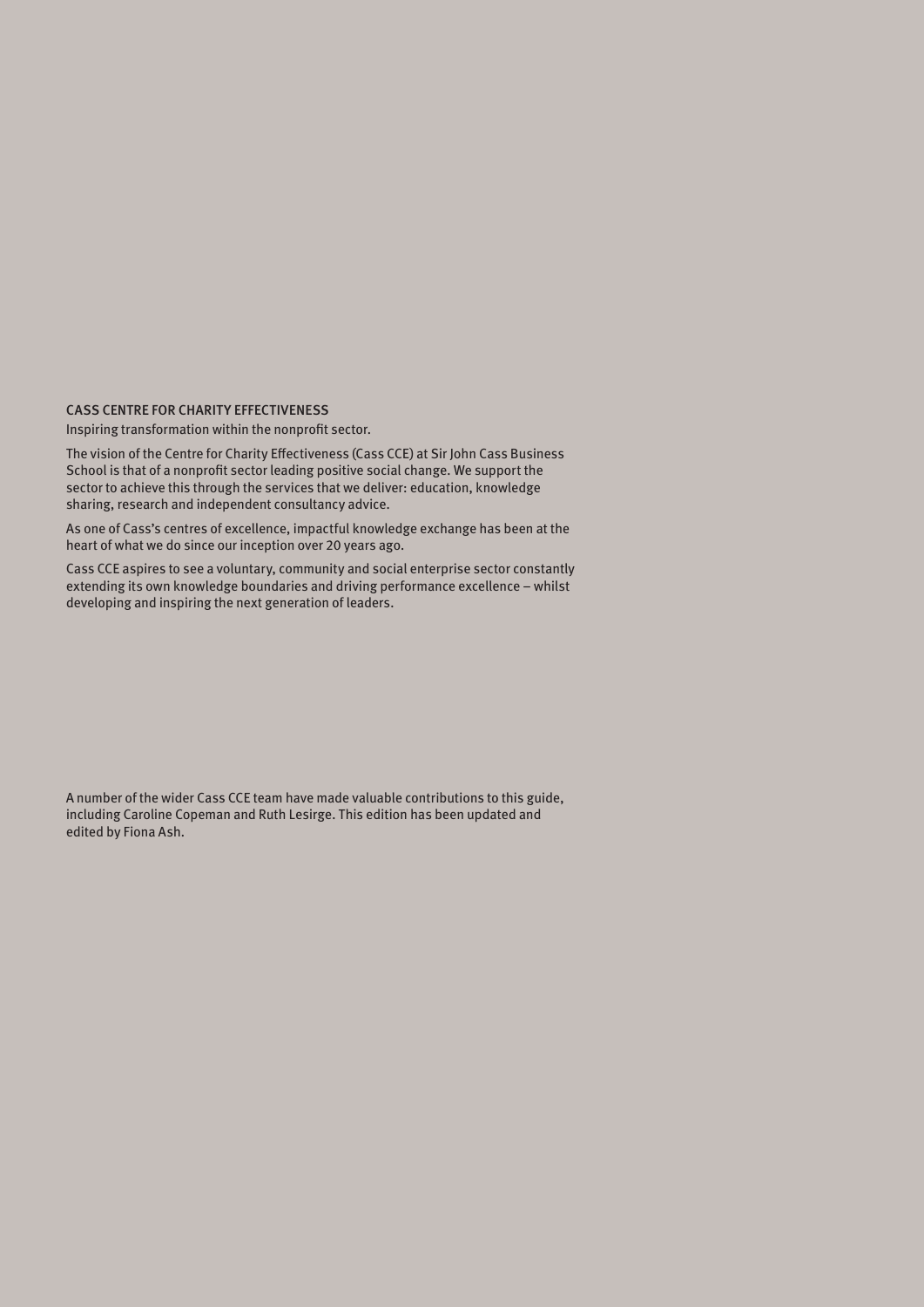## CASS CENTRE FOR CHARITY EFFECTIVENESS

Inspiring transformation within the nonprofit sector.

The vision of the Centre for Charity Effectiveness (Cass CCE) at Sir John Cass Business School is that of a nonprofit sector leading positive social change. We support the sector to achieve this through the services that we deliver: education, knowledge sharing, research and independent consultancy advice.

As one of Cass's centres of excellence, impactful knowledge exchange has been at the heart of what we do since our inception over 20 years ago.

Cass CCE aspires to see a voluntary, community and social enterprise sector constantly extending its own knowledge boundaries and driving performance excellence – whilst developing and inspiring the next generation of leaders.

A number of the wider Cass CCE team have made valuable contributions to this guide, including Caroline Copeman and Ruth Lesirge. This edition has been updated and edited by Fiona Ash.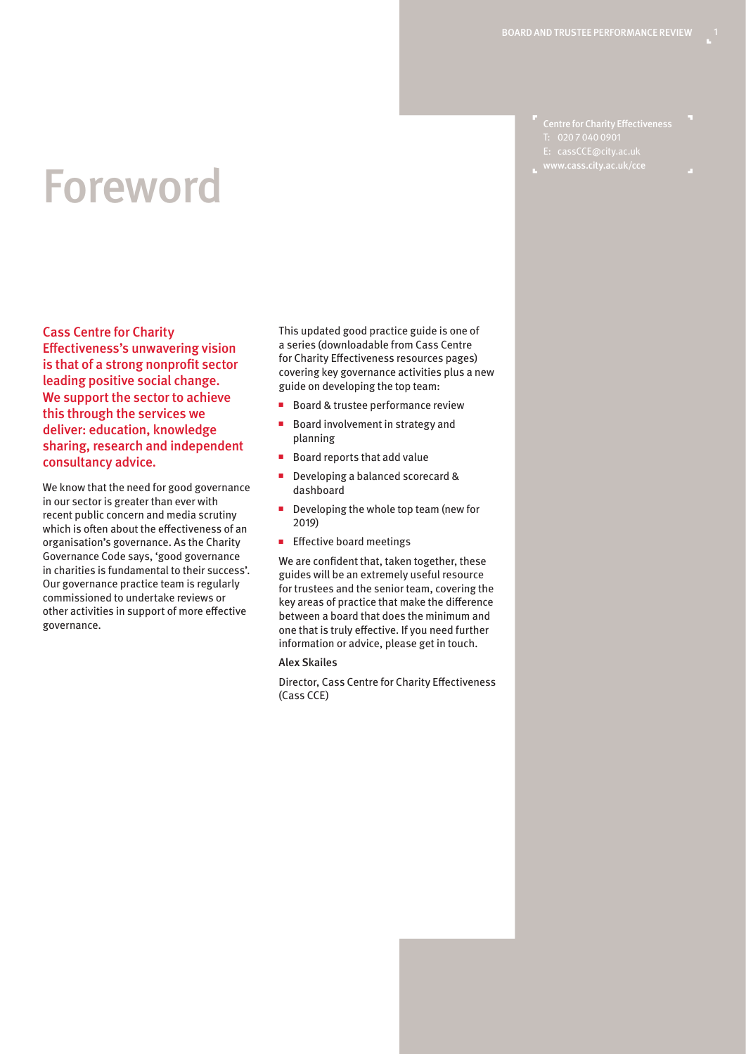# Foreword

Centre for Charity Effectiveness
T: 020 7 040 0901
E: cassCCE@city.ac.uk
www.cass.city.ac.uk/cce

**Cass Centre for Charity Effectiveness's unwavering vision is that of a strong nonprofit sector leading positive social change. We support the sector to achieve this through the services we deliver: education, knowledge sharing, research and independent consultancy advice.**

We know that the need for good governance in our sector is greater than ever with recent public concern and media scrutiny which is often about the effectiveness of an organisation's governance. As the Charity Governance Code says, 'good governance in charities is fundamental to their success'. Our governance practice team is regularly commissioned to undertake reviews or other activities in support of more effective governance.

This updated good practice guide is one of a series (downloadable from Cass Centre for Charity Effectiveness resources pages) covering key governance activities plus a new guide on developing the top team:

- Board & trustee performance review
- Board involvement in strategy and planning
- Board reports that add value
- Developing a balanced scorecard & dashboard
- Developing the whole top team (new for 2019)
- Effective board meetings

We are confident that, taken together, these guides will be an extremely useful resource for trustees and the senior team, covering the key areas of practice that make the difference between a board that does the minimum and one that is truly effective. If you need further information or advice, please get in touch.

**Alex Skailes**

Director, Cass Centre for Charity Effectiveness (Cass CCE)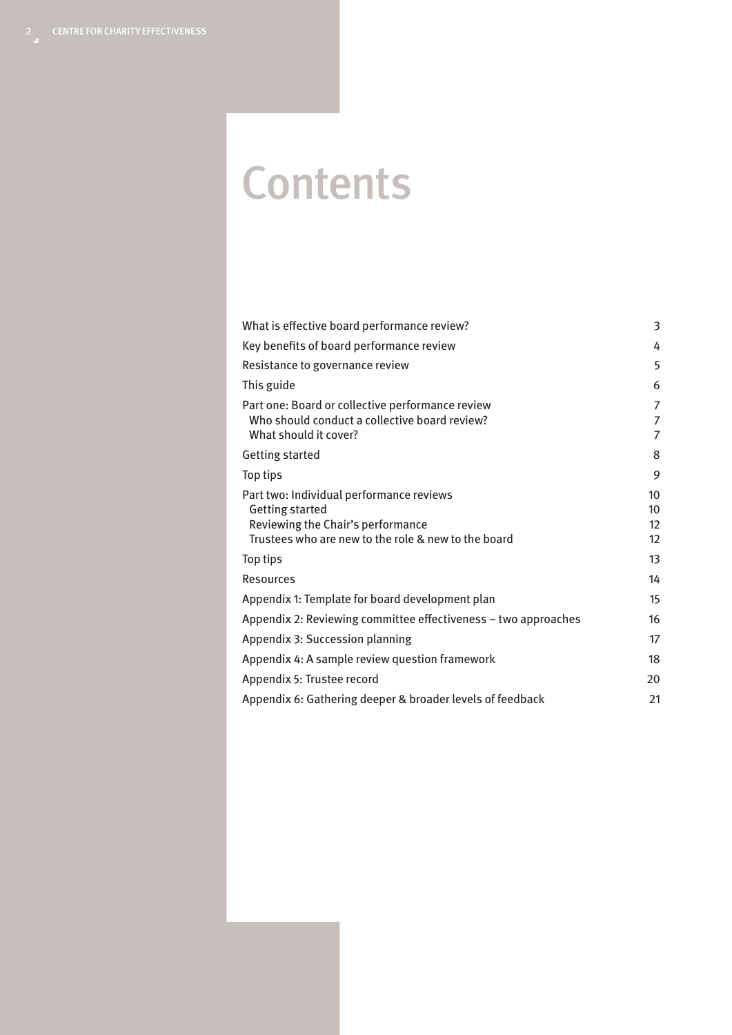# Contents

| | |
|---|---|
| What is effective board performance review? | 3 |
| Key benefits of board performance review | 4 |
| Resistance to governance review | 5 |
| This guide | 6 |
| Part one: Board or collective performance review | 7 |
| Who should conduct a collective board review? | 7 |
| What should it cover? | 7 |
| Getting started | 8 |
| Top tips | 9 |
| Part two: Individual performance reviews | 10 |
| Getting started | 10 |
| Reviewing the Chair's performance | 12 |
| Trustees who are new to the role & new to the board | 12 |
| Top tips | 13 |
| Resources | 14 |
| Appendix 1: Template for board development plan | 15 |
| Appendix 2: Reviewing committee effectiveness – two approaches | 16 |
| Appendix 3: Succession planning | 17 |
| Appendix 4: A sample review question framework | 18 |
| Appendix 5: Trustee record | 20 |
| Appendix 6: Gathering deeper & broader levels of feedback | 21 |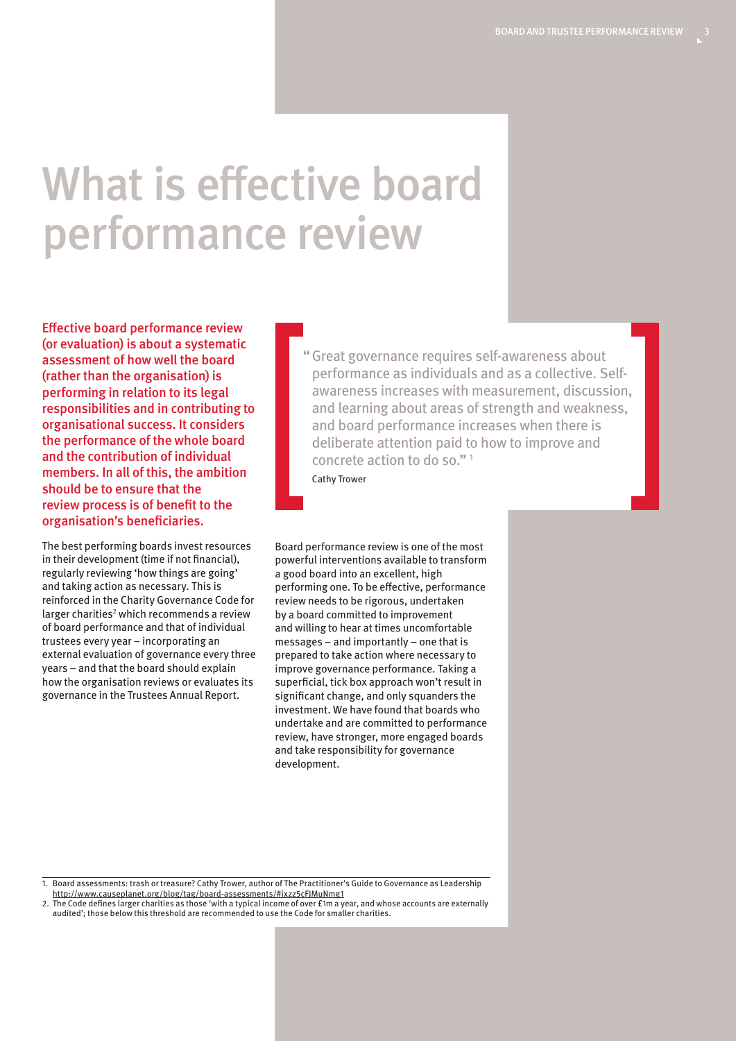# What is effective board performance review

**Effective board performance review (or evaluation) is about a systematic assessment of how well the board (rather than the organisation) is performing in relation to its legal responsibilities and in contributing to organisational success. It considers the performance of the whole board and the contribution of individual members. In all of this, the ambition should be to ensure that the review process is of benefit to the organisation's beneficiaries.**

The best performing boards invest resources in their development (time if not financial), regularly reviewing 'how things are going' and taking action as necessary. This is reinforced in the Charity Governance Code for larger charities[2] which recommends a review of board performance and that of individual trustees every year – incorporating an external evaluation of governance every three years – and that the board should explain how the organisation reviews or evaluates its governance in the Trustees Annual Report.

> "Great governance requires self-awareness about performance as individuals and as a collective. Self-awareness increases with measurement, discussion, and learning about areas of strength and weakness, and board performance increases when there is deliberate attention paid to how to improve and concrete action to do so."[1]
>
> Cathy Trower

Board performance review is one of the most powerful interventions available to transform a good board into an excellent, high performing one. To be effective, performance review needs to be rigorous, undertaken by a board committed to improvement and willing to hear at times uncomfortable messages – and importantly – one that is prepared to take action where necessary to improve governance performance. Taking a superficial, tick box approach won't result in significant change, and only squanders the investment. We have found that boards who undertake and are committed to performance review, have stronger, more engaged boards and take responsibility for governance development.

1. Board assessments: trash or treasure? Cathy Trower, author of The Practitioner's Guide to Governance as Leadership http://www.causeplanet.org/blog/tag/board-assessments/#ixzz5cFJMuNmg1
2. The Code defines larger charities as those 'with a typical income of over £1m a year, and whose accounts are externally audited'; those below this threshold are recommended to use the Code for smaller charities.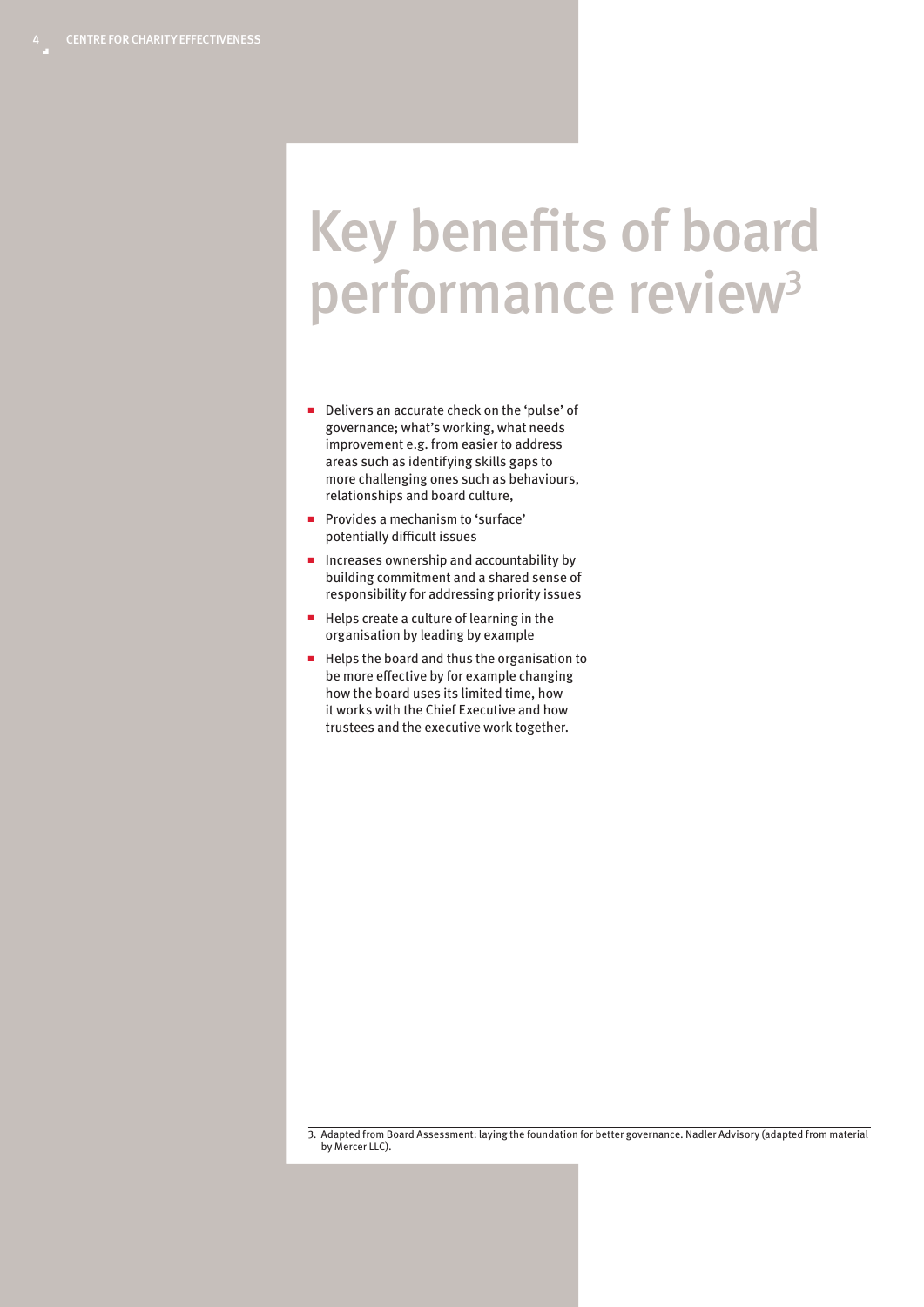# Key benefits of board performance review[3]

- Delivers an accurate check on the 'pulse' of governance; what's working, what needs improvement e.g. from easier to address areas such as identifying skills gaps to more challenging ones such as behaviours, relationships and board culture,
- Provides a mechanism to 'surface' potentially difficult issues
- Increases ownership and accountability by building commitment and a shared sense of responsibility for addressing priority issues
- Helps create a culture of learning in the organisation by leading by example
- Helps the board and thus the organisation to be more effective by for example changing how the board uses its limited time, how it works with the Chief Executive and how trustees and the executive work together.

3. Adapted from Board Assessment: laying the foundation for better governance. Nadler Advisory (adapted from material by Mercer LLC).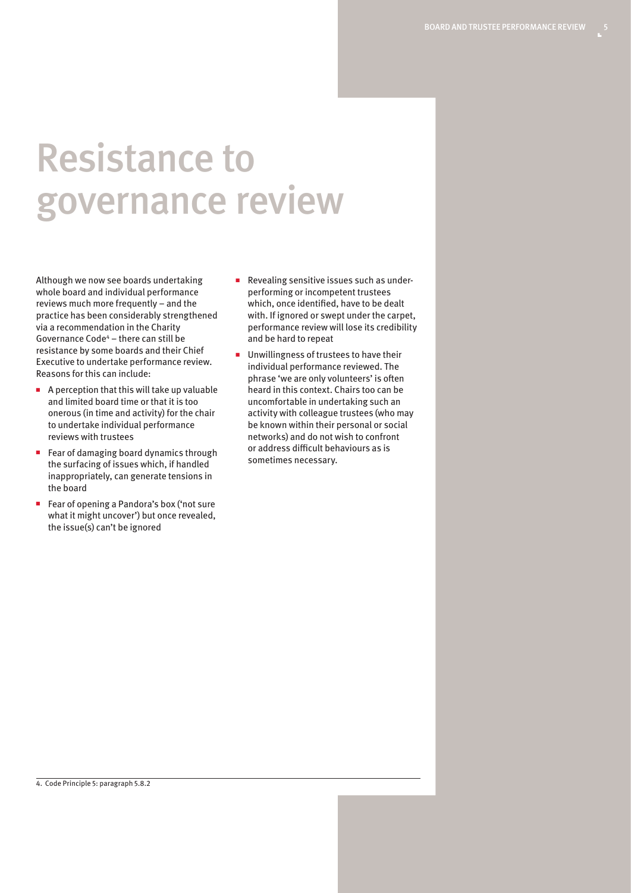# Resistance to governance review

Although we now see boards undertaking whole board and individual performance reviews much more frequently – and the practice has been considerably strengthened via a recommendation in the Charity Governance Code[4] – there can still be resistance by some boards and their Chief Executive to undertake performance review. Reasons for this can include:

- A perception that this will take up valuable and limited board time or that it is too onerous (in time and activity) for the chair to undertake individual performance reviews with trustees
- Fear of damaging board dynamics through the surfacing of issues which, if handled inappropriately, can generate tensions in the board
- Fear of opening a Pandora's box ('not sure what it might uncover') but once revealed, the issue(s) can't be ignored
- Revealing sensitive issues such as under-performing or incompetent trustees which, once identified, have to be dealt with. If ignored or swept under the carpet, performance review will lose its credibility and be hard to repeat
- Unwillingness of trustees to have their individual performance reviewed. The phrase 'we are only volunteers' is often heard in this context. Chairs too can be uncomfortable in undertaking such an activity with colleague trustees (who may be known within their personal or social networks) and do not wish to confront or address difficult behaviours as is sometimes necessary.

4. Code Principle 5: paragraph 5.8.2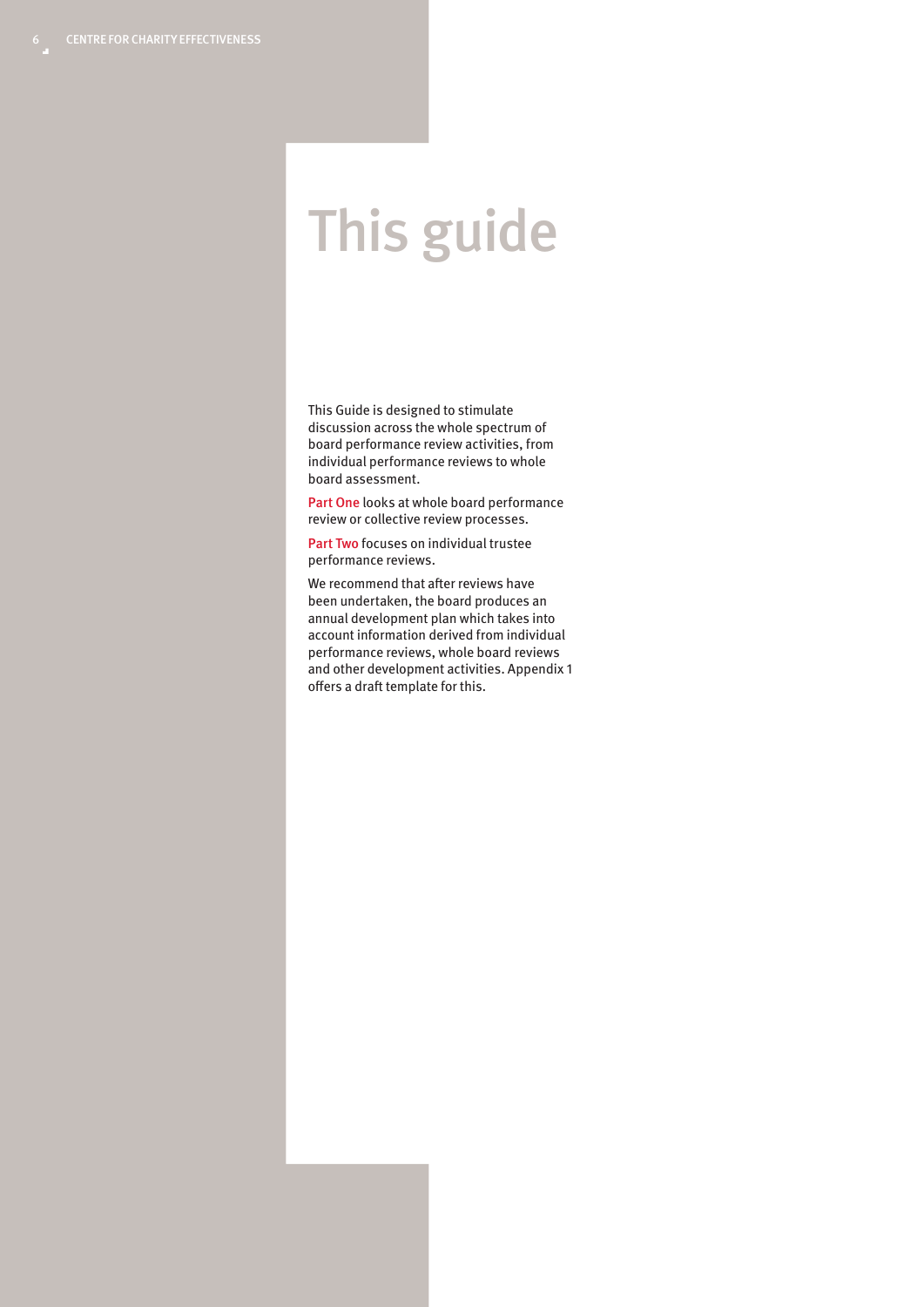# This guide

This Guide is designed to stimulate discussion across the whole spectrum of board performance review activities, from individual performance reviews to whole board assessment.

**Part One** looks at whole board performance review or collective review processes.

**Part Two** focuses on individual trustee performance reviews.

We recommend that after reviews have been undertaken, the board produces an annual development plan which takes into account information derived from individual performance reviews, whole board reviews and other development activities. Appendix 1 offers a draft template for this.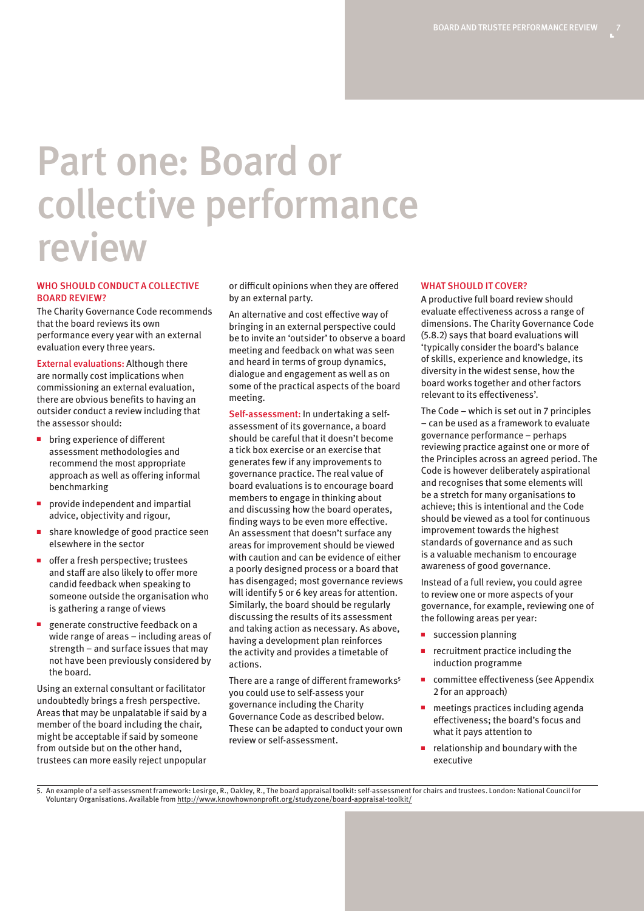# Part one: Board or collective performance review

### WHO SHOULD CONDUCT A COLLECTIVE BOARD REVIEW?

The Charity Governance Code recommends that the board reviews its own performance every year with an external evaluation every three years.

**External evaluations:** Although there are normally cost implications when commissioning an external evaluation, there are obvious benefits to having an outsider conduct a review including that the assessor should:

- bring experience of different assessment methodologies and recommend the most appropriate approach as well as offering informal benchmarking
- provide independent and impartial advice, objectivity and rigour,
- share knowledge of good practice seen elsewhere in the sector
- offer a fresh perspective; trustees and staff are also likely to offer more candid feedback when speaking to someone outside the organisation who is gathering a range of views
- generate constructive feedback on a wide range of areas – including areas of strength – and surface issues that may not have been previously considered by the board.

Using an external consultant or facilitator undoubtedly brings a fresh perspective. Areas that may be unpalatable if said by a member of the board including the chair, might be acceptable if said by someone from outside but on the other hand, trustees can more easily reject unpopular or difficult opinions when they are offered by an external party.

An alternative and cost effective way of bringing in an external perspective could be to invite an 'outsider' to observe a board meeting and feedback on what was seen and heard in terms of group dynamics, dialogue and engagement as well as on some of the practical aspects of the board meeting.

**Self-assessment:** In undertaking a self-assessment of its governance, a board should be careful that it doesn't become a tick box exercise or an exercise that generates few if any improvements to governance practice. The real value of board evaluations is to encourage board members to engage in thinking about and discussing how the board operates, finding ways to be even more effective. An assessment that doesn't surface any areas for improvement should be viewed with caution and can be evidence of either a poorly designed process or a board that has disengaged; most governance reviews will identify 5 or 6 key areas for attention. Similarly, the board should be regularly discussing the results of its assessment and taking action as necessary. As above, having a development plan reinforces the activity and provides a timetable of actions.

There are a range of different frameworks[5] you could use to self-assess your governance including the Charity Governance Code as described below. These can be adapted to conduct your own review or self-assessment.

### WHAT SHOULD IT COVER?

A productive full board review should evaluate effectiveness across a range of dimensions. The Charity Governance Code (5.8.2) says that board evaluations will 'typically consider the board's balance of skills, experience and knowledge, its diversity in the widest sense, how the board works together and other factors relevant to its effectiveness'.

The Code – which is set out in 7 principles – can be used as a framework to evaluate governance performance – perhaps reviewing practice against one or more of the Principles across an agreed period. The Code is however deliberately aspirational and recognises that some elements will be a stretch for many organisations to achieve; this is intentional and the Code should be viewed as a tool for continuous improvement towards the highest standards of governance and as such is a valuable mechanism to encourage awareness of good governance.

Instead of a full review, you could agree to review one or more aspects of your governance, for example, reviewing one of the following areas per year:

- succession planning
- recruitment practice including the induction programme
- committee effectiveness (see Appendix 2 for an approach)
- meetings practices including agenda effectiveness; the board's focus and what it pays attention to
- relationship and boundary with the executive

---

5. An example of a self-assessment framework: Lesirge, R., Oakley, R., The board appraisal toolkit: self-assessment for chairs and trustees. London: National Council for Voluntary Organisations. Available from http://www.knowhownonprofit.org/studyzone/board-appraisal-toolkit/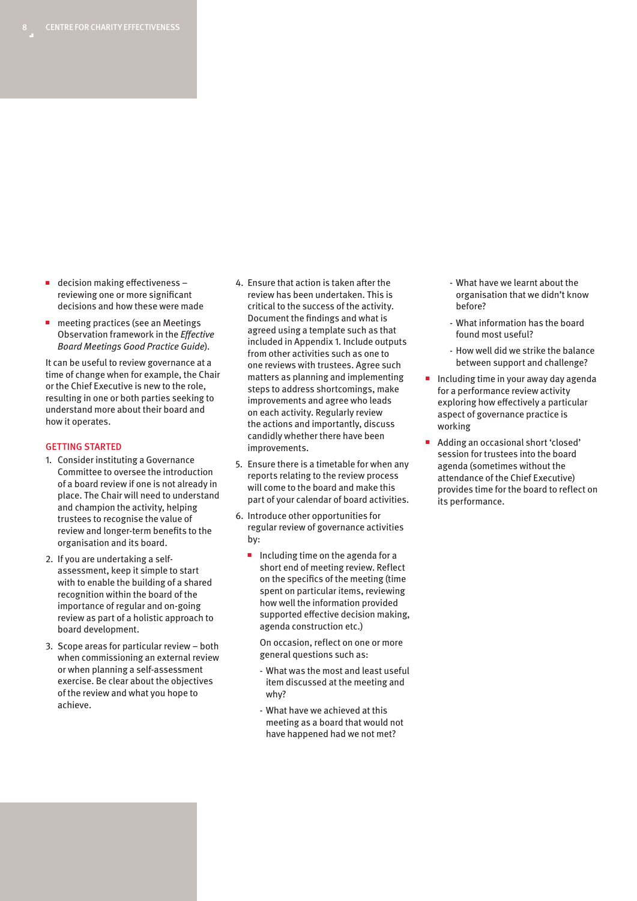- decision making effectiveness – reviewing one or more significant decisions and how these were made
- meeting practices (see an Meetings Observation framework in the *Effective Board Meetings Good Practice Guide*).

It can be useful to review governance at a time of change when for example, the Chair or the Chief Executive is new to the role, resulting in one or both parties seeking to understand more about their board and how it operates.

## GETTING STARTED

1. Consider instituting a Governance Committee to oversee the introduction of a board review if one is not already in place. The Chair will need to understand and champion the activity, helping trustees to recognise the value of review and longer-term benefits to the organisation and its board.
2. If you are undertaking a self-assessment, keep it simple to start with to enable the building of a shared recognition within the board of the importance of regular and on-going review as part of a holistic approach to board development.
3. Scope areas for particular review – both when commissioning an external review or when planning a self-assessment exercise. Be clear about the objectives of the review and what you hope to achieve.
4. Ensure that action is taken after the review has been undertaken. This is critical to the success of the activity. Document the findings and what is agreed using a template such as that included in Appendix 1. Include outputs from other activities such as one to one reviews with trustees. Agree such matters as planning and implementing steps to address shortcomings, make improvements and agree who leads on each activity. Regularly review the actions and importantly, discuss candidly whether there have been improvements.
5. Ensure there is a timetable for when any reports relating to the review process will come to the board and make this part of your calendar of board activities.
6. Introduce other opportunities for regular review of governance activities by:
   - Including time on the agenda for a short end of meeting review. Reflect on the specifics of the meeting (time spent on particular items, reviewing how well the information provided supported effective decision making, agenda construction etc.)

     On occasion, reflect on one or more general questions such as:

     - What was the most and least useful item discussed at the meeting and why?
     - What have we achieved at this meeting as a board that would not have happened had we not met?
     - What have we learnt about the organisation that we didn't know before?
     - What information has the board found most useful?
     - How well did we strike the balance between support and challenge?
   - Including time in your away day agenda for a performance review activity exploring how effectively a particular aspect of governance practice is working
   - Adding an occasional short 'closed' session for trustees into the board agenda (sometimes without the attendance of the Chief Executive) provides time for the board to reflect on its performance.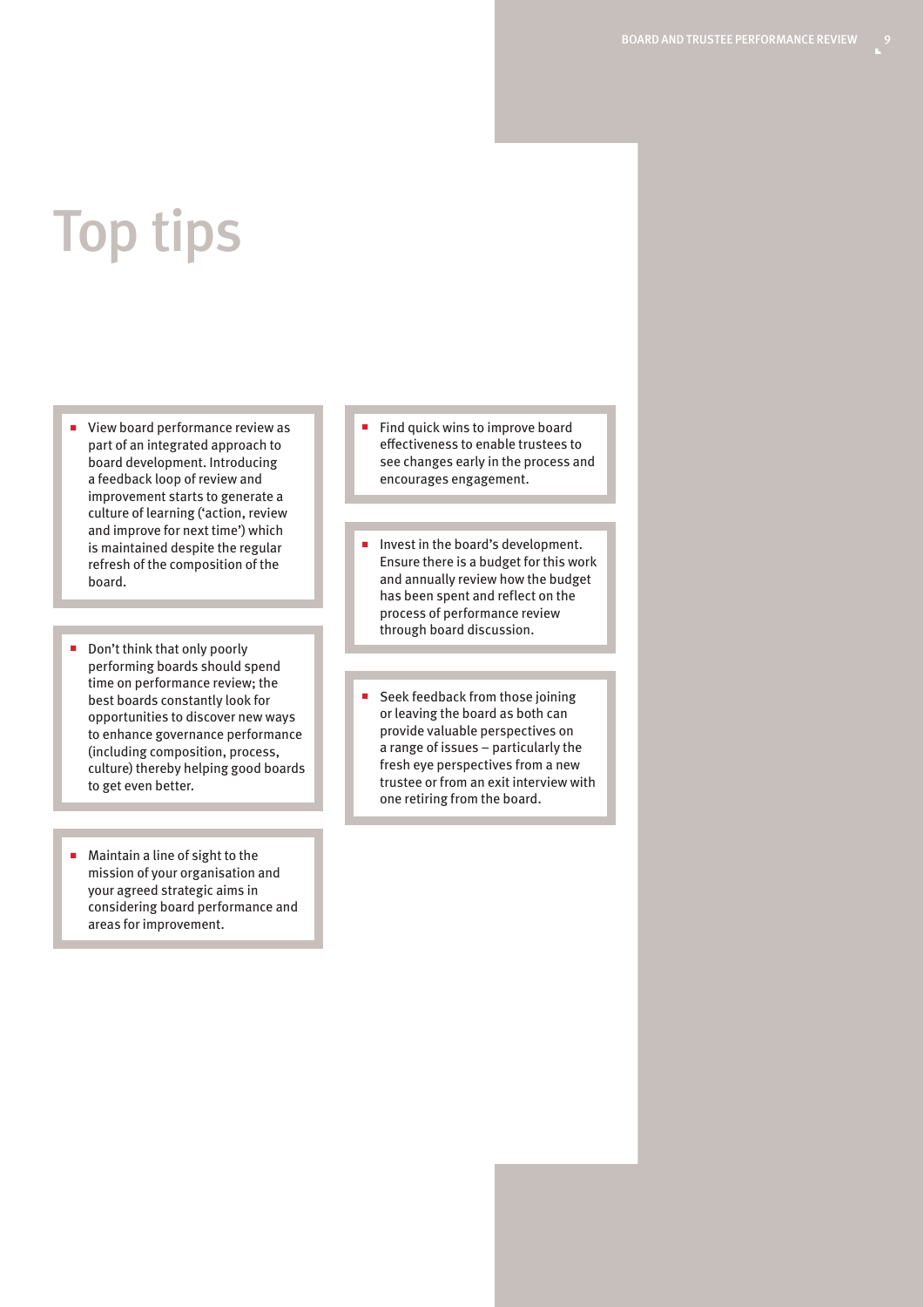# Top tips

- View board performance review as part of an integrated approach to board development. Introducing a feedback loop of review and improvement starts to generate a culture of learning ('action, review and improve for next time') which is maintained despite the regular refresh of the composition of the board.

- Don't think that only poorly performing boards should spend time on performance review; the best boards constantly look for opportunities to discover new ways to enhance governance performance (including composition, process, culture) thereby helping good boards to get even better.

- Maintain a line of sight to the mission of your organisation and your agreed strategic aims in considering board performance and areas for improvement.

- Find quick wins to improve board effectiveness to enable trustees to see changes early in the process and encourages engagement.

- Invest in the board's development. Ensure there is a budget for this work and annually review how the budget has been spent and reflect on the process of performance review through board discussion.

- Seek feedback from those joining or leaving the board as both can provide valuable perspectives on a range of issues – particularly the fresh eye perspectives from a new trustee or from an exit interview with one retiring from the board.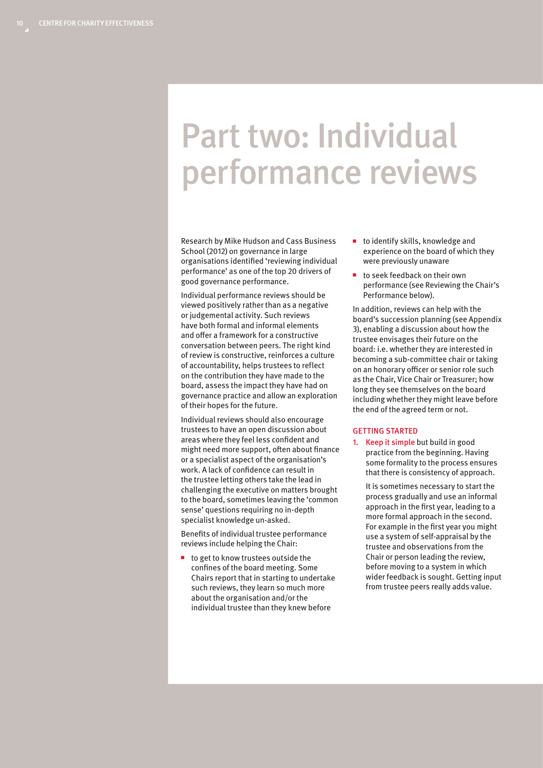# Part two: Individual performance reviews

Research by Mike Hudson and Cass Business School (2012) on governance in large organisations identified 'reviewing individual performance' as one of the top 20 drivers of good governance performance.

Individual performance reviews should be viewed positively rather than as a negative or judgemental activity. Such reviews have both formal and informal elements and offer a framework for a constructive conversation between peers. The right kind of review is constructive, reinforces a culture of accountability, helps trustees to reflect on the contribution they have made to the board, assess the impact they have had on governance practice and allow an exploration of their hopes for the future.

Individual reviews should also encourage trustees to have an open discussion about areas where they feel less confident and might need more support, often about finance or a specialist aspect of the organisation's work. A lack of confidence can result in the trustee letting others take the lead in challenging the executive on matters brought to the board, sometimes leaving the 'common sense' questions requiring no in-depth specialist knowledge un-asked.

Benefits of individual trustee performance reviews include helping the Chair:

- to get to know trustees outside the confines of the board meeting. Some Chairs report that in starting to undertake such reviews, they learn so much more about the organisation and/or the individual trustee than they knew before
- to identify skills, knowledge and experience on the board of which they were previously unaware
- to seek feedback on their own performance (see Reviewing the Chair's Performance below).

In addition, reviews can help with the board's succession planning (see Appendix 3), enabling a discussion about how the trustee envisages their future on the board: i.e. whether they are interested in becoming a sub-committee chair or taking on an honorary officer or senior role such as the Chair, Vice Chair or Treasurer; how long they see themselves on the board including whether they might leave before the end of the agreed term or not.

## GETTING STARTED

1. **Keep it simple** but build in good practice from the beginning. Having some formality to the process ensures that there is consistency of approach.

   It is sometimes necessary to start the process gradually and use an informal approach in the first year, leading to a more formal approach in the second. For example in the first year you might use a system of self-appraisal by the trustee and observations from the Chair or person leading the review, before moving to a system in which wider feedback is sought. Getting input from trustee peers really adds value.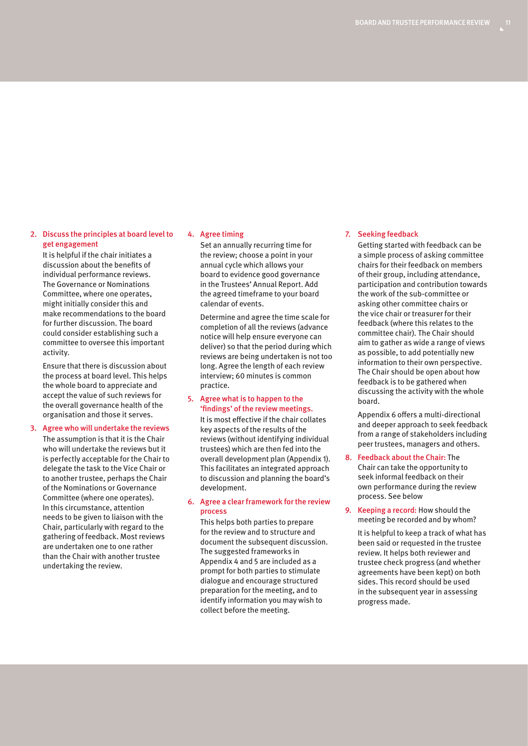2. **Discuss the principles at board level to get engagement**

   It is helpful if the chair initiates a discussion about the benefits of individual performance reviews. The Governance or Nominations Committee, where one operates, might initially consider this and make recommendations to the board for further discussion. The board could consider establishing such a committee to oversee this important activity.

   Ensure that there is discussion about the process at board level. This helps the whole board to appreciate and accept the value of such reviews for the overall governance health of the organisation and those it serves.

3. **Agree who will undertake the reviews**

   The assumption is that it is the Chair who will undertake the reviews but it is perfectly acceptable for the Chair to delegate the task to the Vice Chair or to another trustee, perhaps the Chair of the Nominations or Governance Committee (where one operates). In this circumstance, attention needs to be given to liaison with the Chair, particularly with regard to the gathering of feedback. Most reviews are undertaken one to one rather than the Chair with another trustee undertaking the review.

4. **Agree timing**

   Set an annually recurring time for the review; choose a point in your annual cycle which allows your board to evidence good governance in the Trustees' Annual Report. Add the agreed timeframe to your board calendar of events.

   Determine and agree the time scale for completion of all the reviews (advance notice will help ensure everyone can deliver) so that the period during which reviews are being undertaken is not too long. Agree the length of each review interview; 60 minutes is common practice.

5. **Agree what is to happen to the 'findings' of the review meetings.**

   It is most effective if the chair collates key aspects of the results of the reviews (without identifying individual trustees) which are then fed into the overall development plan (Appendix 1). This facilitates an integrated approach to discussion and planning the board's development.

6. **Agree a clear framework for the review process**

   This helps both parties to prepare for the review and to structure and document the subsequent discussion. The suggested frameworks in Appendix 4 and 5 are included as a prompt for both parties to stimulate dialogue and encourage structured preparation for the meeting, and to identify information you may wish to collect before the meeting.

7. **Seeking feedback**

   Getting started with feedback can be a simple process of asking committee chairs for their feedback on members of their group, including attendance, participation and contribution towards the work of the sub-committee or asking other committee chairs or the vice chair or treasurer for their feedback (where this relates to the committee chair). The Chair should aim to gather as wide a range of views as possible, to add potentially new information to their own perspective. The Chair should be open about how feedback is to be gathered when discussing the activity with the whole board.

   Appendix 6 offers a multi-directional and deeper approach to seek feedback from a range of stakeholders including peer trustees, managers and others.

8. **Feedback about the Chair:** The Chair can take the opportunity to seek informal feedback on their own performance during the review process. See below

9. **Keeping a record:** How should the meeting be recorded and by whom?

   It is helpful to keep a track of what has been said or requested in the trustee review. It helps both reviewer and trustee check progress (and whether agreements have been kept) on both sides. This record should be used in the subsequent year in assessing progress made.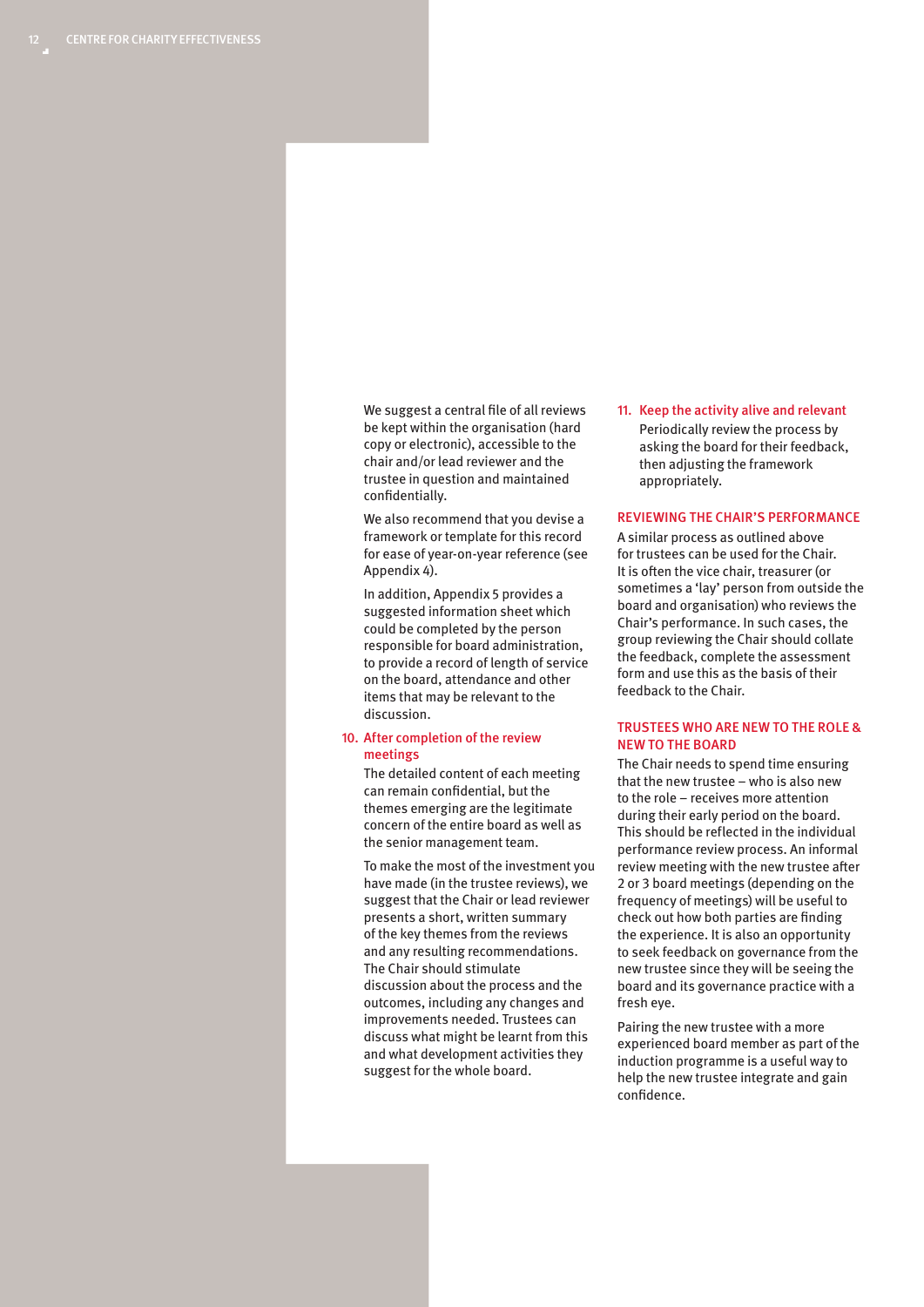We suggest a central file of all reviews be kept within the organisation (hard copy or electronic), accessible to the chair and/or lead reviewer and the trustee in question and maintained confidentially.

We also recommend that you devise a framework or template for this record for ease of year-on-year reference (see Appendix 4).

In addition, Appendix 5 provides a suggested information sheet which could be completed by the person responsible for board administration, to provide a record of length of service on the board, attendance and other items that may be relevant to the discussion.

10. **After completion of the review meetings**

    The detailed content of each meeting can remain confidential, but the themes emerging are the legitimate concern of the entire board as well as the senior management team.

    To make the most of the investment you have made (in the trustee reviews), we suggest that the Chair or lead reviewer presents a short, written summary of the key themes from the reviews and any resulting recommendations. The Chair should stimulate discussion about the process and the outcomes, including any changes and improvements needed. Trustees can discuss what might be learnt from this and what development activities they suggest for the whole board.

11. **Keep the activity alive and relevant**

    Periodically review the process by asking the board for their feedback, then adjusting the framework appropriately.

## REVIEWING THE CHAIR'S PERFORMANCE

A similar process as outlined above for trustees can be used for the Chair. It is often the vice chair, treasurer (or sometimes a 'lay' person from outside the board and organisation) who reviews the Chair's performance. In such cases, the group reviewing the Chair should collate the feedback, complete the assessment form and use this as the basis of their feedback to the Chair.

## TRUSTEES WHO ARE NEW TO THE ROLE & NEW TO THE BOARD

The Chair needs to spend time ensuring that the new trustee – who is also new to the role – receives more attention during their early period on the board. This should be reflected in the individual performance review process. An informal review meeting with the new trustee after 2 or 3 board meetings (depending on the frequency of meetings) will be useful to check out how both parties are finding the experience. It is also an opportunity to seek feedback on governance from the new trustee since they will be seeing the board and its governance practice with a fresh eye.

Pairing the new trustee with a more experienced board member as part of the induction programme is a useful way to help the new trustee integrate and gain confidence.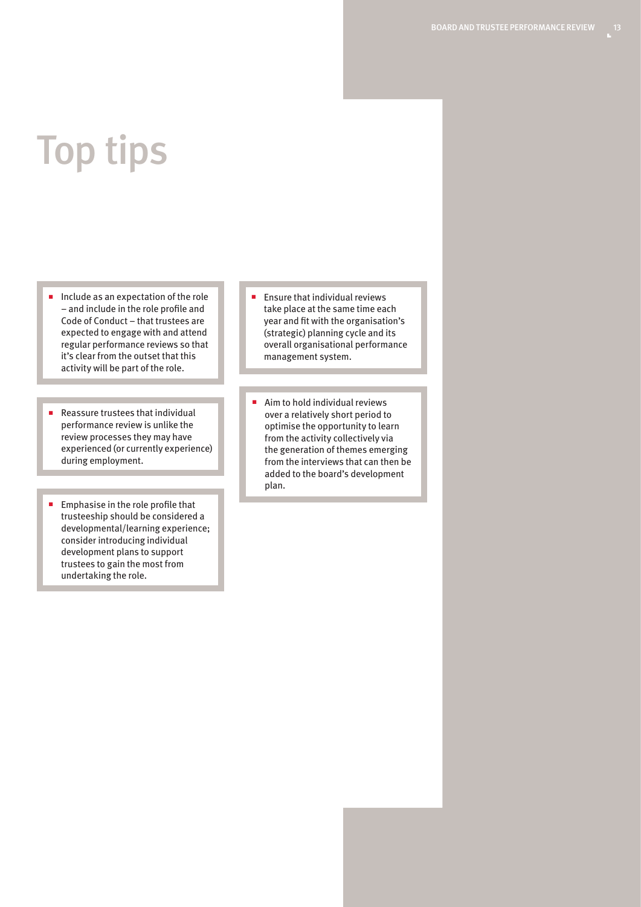# Top tips

- Include as an expectation of the role – and include in the role profile and Code of Conduct – that trustees are expected to engage with and attend regular performance reviews so that it's clear from the outset that this activity will be part of the role.

- Reassure trustees that individual performance review is unlike the review processes they may have experienced (or currently experience) during employment.

- Emphasise in the role profile that trusteeship should be considered a developmental/learning experience; consider introducing individual development plans to support trustees to gain the most from undertaking the role.

- Ensure that individual reviews take place at the same time each year and fit with the organisation's (strategic) planning cycle and its overall organisational performance management system.

- Aim to hold individual reviews over a relatively short period to optimise the opportunity to learn from the activity collectively via the generation of themes emerging from the interviews that can then be added to the board's development plan.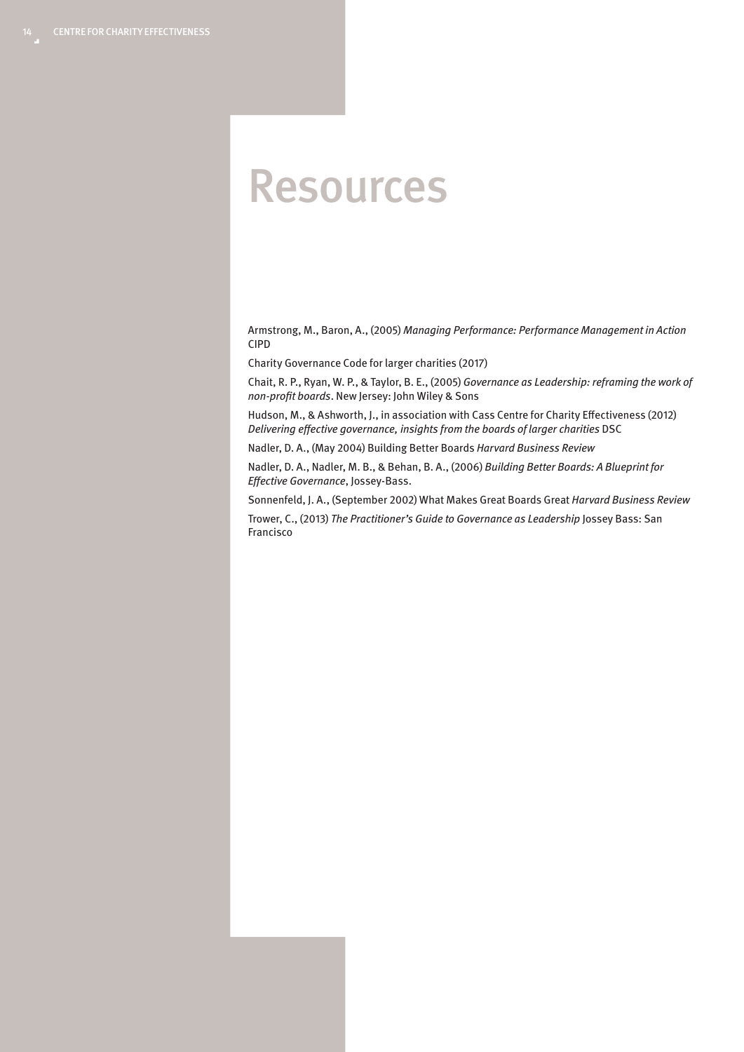# Resources

Armstrong, M., Baron, A., (2005) *Managing Performance: Performance Management in Action* CIPD

Charity Governance Code for larger charities (2017)

Chait, R. P., Ryan, W. P., & Taylor, B. E., (2005) *Governance as Leadership: reframing the work of non-profit boards*. New Jersey: John Wiley & Sons

Hudson, M., & Ashworth, J., in association with Cass Centre for Charity Effectiveness (2012) *Delivering effective governance, insights from the boards of larger charities* DSC

Nadler, D. A., (May 2004) Building Better Boards *Harvard Business Review*

Nadler, D. A., Nadler, M. B., & Behan, B. A., (2006) *Building Better Boards: A Blueprint for Effective Governance*, Jossey-Bass.

Sonnenfeld, J. A., (September 2002) What Makes Great Boards Great *Harvard Business Review*

Trower, C., (2013) *The Practitioner's Guide to Governance as Leadership* Jossey Bass: San Francisco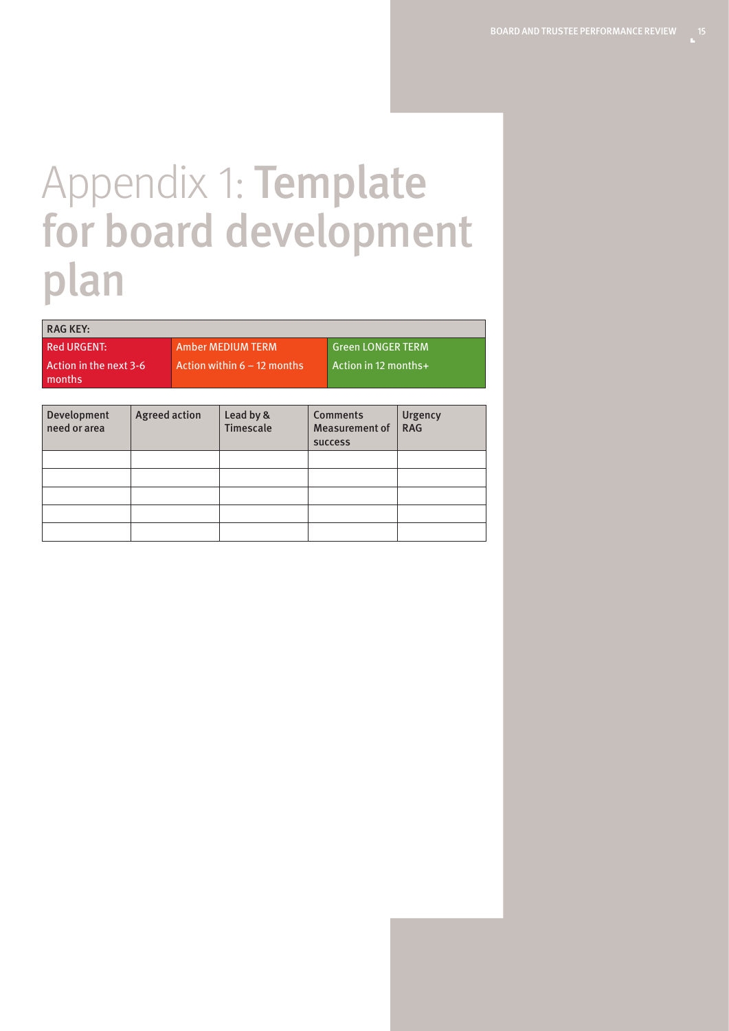# Appendix 1: **Template for board development plan**

| RAG KEY: | | |
|---|---|---|
| Red URGENT: Action in the next 3-6 months | Amber MEDIUM TERM Action within 6 – 12 months | Green LONGER TERM Action in 12 months+ |

| Development need or area | Agreed action | Lead by & Timescale | Comments Measurement of success | Urgency RAG |
|---|---|---|---|---|
| | | | | |
| | | | | |
| | | | | |
| | | | | |
| | | | | |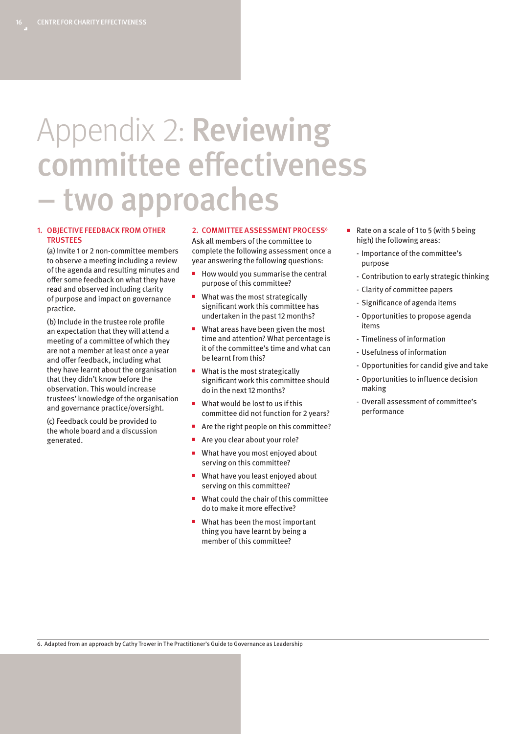# Appendix 2: Reviewing committee effectiveness – two approaches

## 1. OBJECTIVE FEEDBACK FROM OTHER TRUSTEES

(a) Invite 1 or 2 non-committee members to observe a meeting including a review of the agenda and resulting minutes and offer some feedback on what they have read and observed including clarity of purpose and impact on governance practice.

(b) Include in the trustee role profile an expectation that they will attend a meeting of a committee of which they are not a member at least once a year and offer feedback, including what they have learnt about the organisation that they didn't know before the observation. This would increase trustees' knowledge of the organisation and governance practice/oversight.

(c) Feedback could be provided to the whole board and a discussion generated.

## 2. COMMITTEE ASSESSMENT PROCESS[6]

Ask all members of the committee to complete the following assessment once a year answering the following questions:

- How would you summarise the central purpose of this committee?
- What was the most strategically significant work this committee has undertaken in the past 12 months?
- What areas have been given the most time and attention? What percentage is it of the committee's time and what can be learnt from this?
- What is the most strategically significant work this committee should do in the next 12 months?
- What would be lost to us if this committee did not function for 2 years?
- Are the right people on this committee?
- Are you clear about your role?
- What have you most enjoyed about serving on this committee?
- What have you least enjoyed about serving on this committee?
- What could the chair of this committee do to make it more effective?
- What has been the most important thing you have learnt by being a member of this committee?
- Rate on a scale of 1 to 5 (with 5 being high) the following areas:
  - Importance of the committee's purpose
  - Contribution to early strategic thinking
  - Clarity of committee papers
  - Significance of agenda items
  - Opportunities to propose agenda items
  - Timeliness of information
  - Usefulness of information
  - Opportunities for candid give and take
  - Opportunities to influence decision making
  - Overall assessment of committee's performance

6. Adapted from an approach by Cathy Trower in The Practitioner's Guide to Governance as Leadership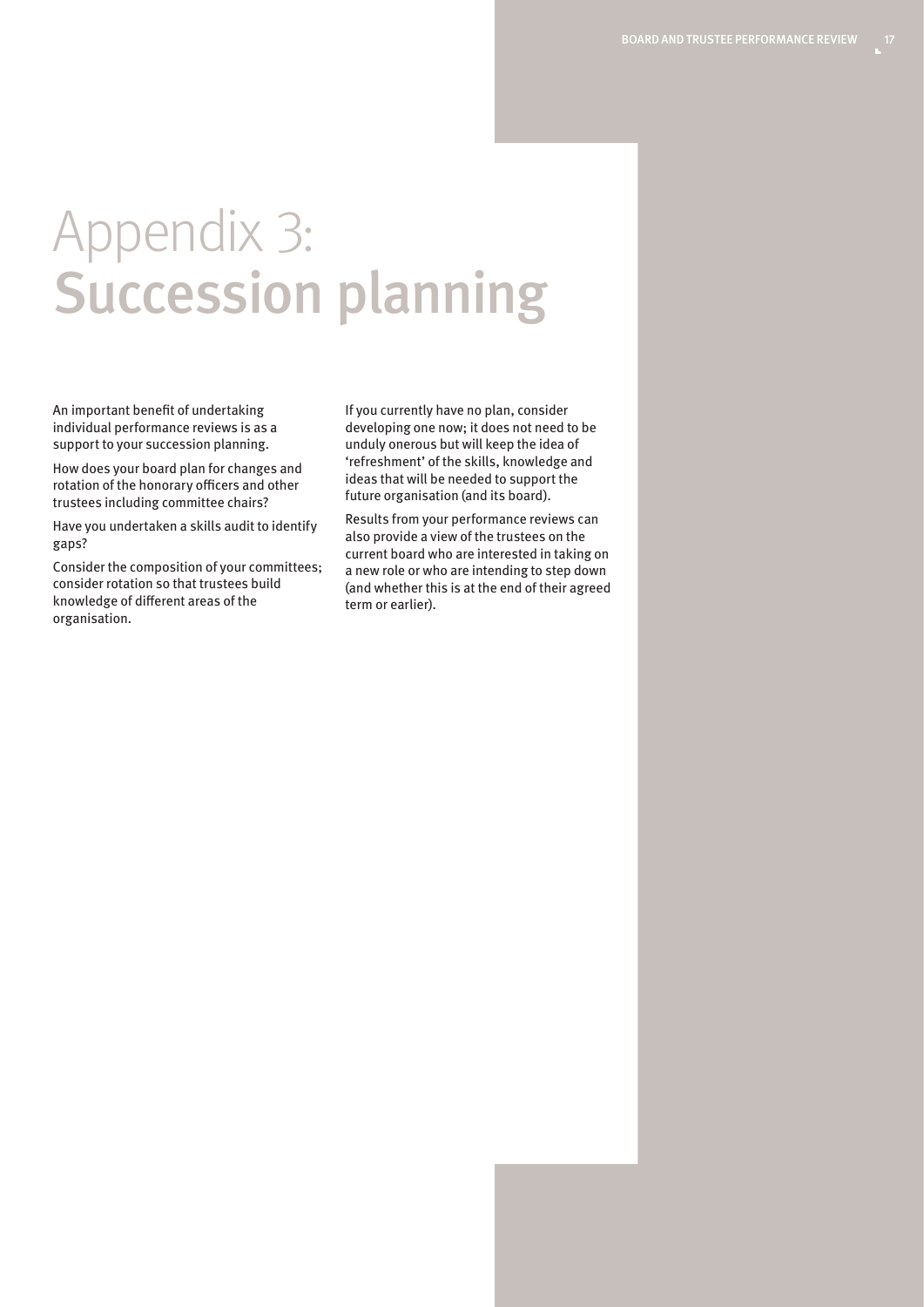# Appendix 3: Succession planning

An important benefit of undertaking individual performance reviews is as a support to your succession planning.

How does your board plan for changes and rotation of the honorary officers and other trustees including committee chairs?

Have you undertaken a skills audit to identify gaps?

Consider the composition of your committees; consider rotation so that trustees build knowledge of different areas of the organisation.

If you currently have no plan, consider developing one now; it does not need to be unduly onerous but will keep the idea of 'refreshment' of the skills, knowledge and ideas that will be needed to support the future organisation (and its board).

Results from your performance reviews can also provide a view of the trustees on the current board who are interested in taking on a new role or who are intending to step down (and whether this is at the end of their agreed term or earlier).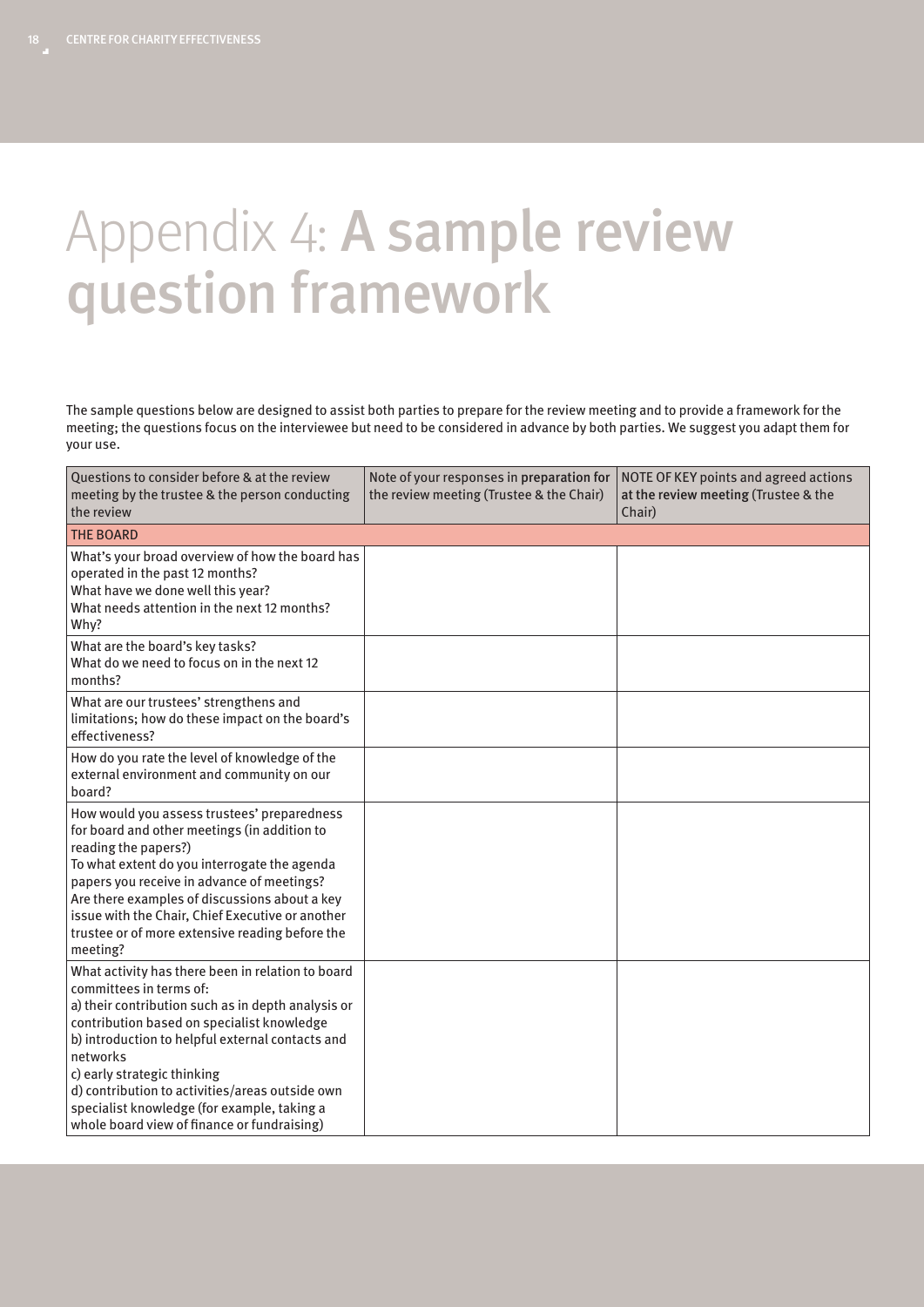# Appendix 4: A sample review question framework

The sample questions below are designed to assist both parties to prepare for the review meeting and to provide a framework for the meeting; the questions focus on the interviewee but need to be considered in advance by both parties. We suggest you adapt them for your use.

| Questions to consider before & at the review meeting by the trustee & the person conducting the review | Note of your responses in preparation for the review meeting (Trustee & the Chair) | NOTE OF KEY points and agreed actions at the review meeting (Trustee & the Chair) |
|---|---|---|
| **THE BOARD** | | |
| What's your broad overview of how the board has operated in the past 12 months?<br>What have we done well this year?<br>What needs attention in the next 12 months? Why? | | |
| What are the board's key tasks?<br>What do we need to focus on in the next 12 months? | | |
| What are our trustees' strengthens and limitations; how do these impact on the board's effectiveness? | | |
| How do you rate the level of knowledge of the external environment and community on our board? | | |
| How would you assess trustees' preparedness for board and other meetings (in addition to reading the papers?)<br>To what extent do you interrogate the agenda papers you receive in advance of meetings?<br>Are there examples of discussions about a key issue with the Chair, Chief Executive or another trustee or of more extensive reading before the meeting? | | |
| What activity has there been in relation to board committees in terms of:<br>a) their contribution such as in depth analysis or contribution based on specialist knowledge<br>b) introduction to helpful external contacts and networks<br>c) early strategic thinking<br>d) contribution to activities/areas outside own specialist knowledge (for example, taking a whole board view of finance or fundraising) | | |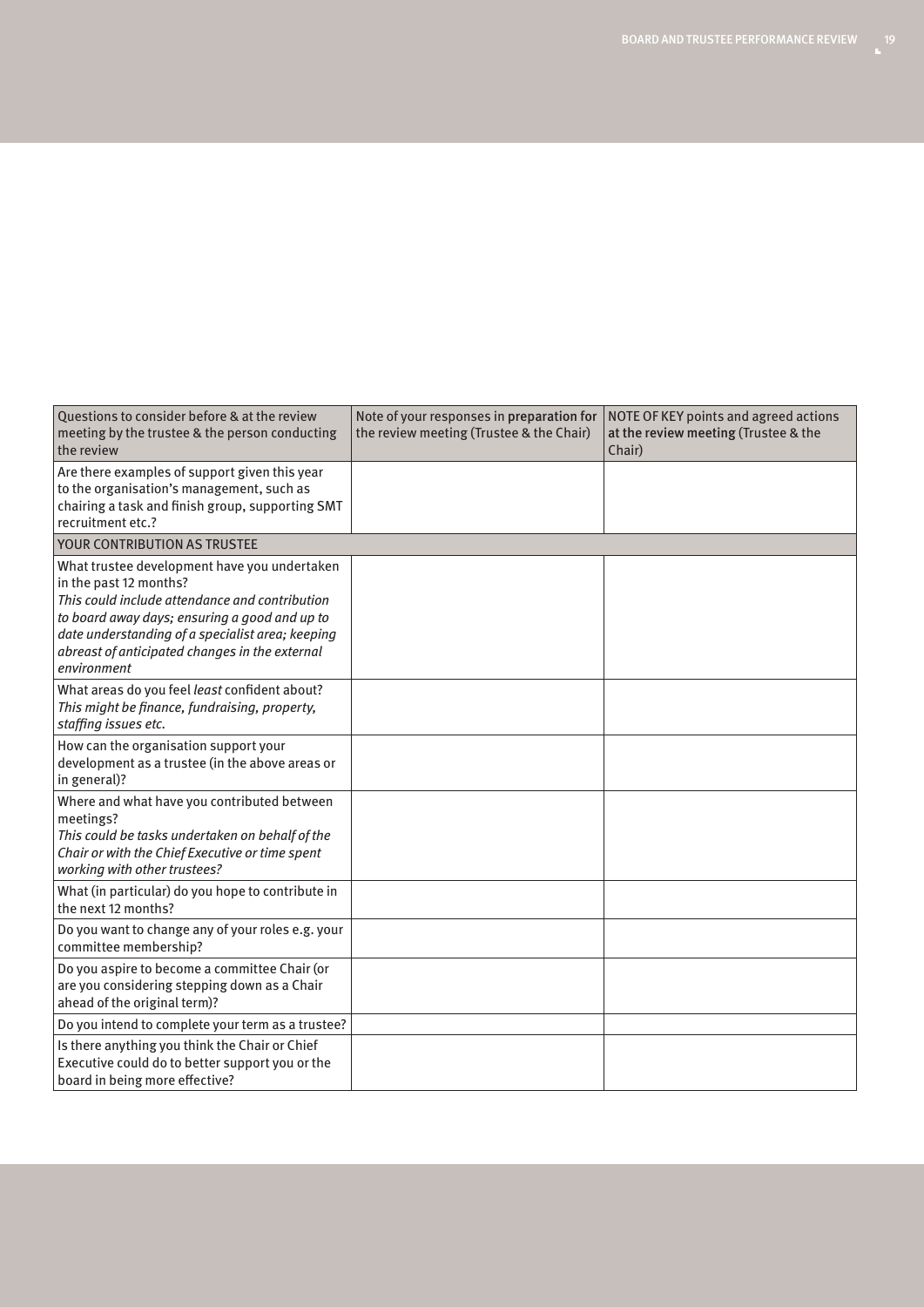| Questions to consider before & at the review meeting by the trustee & the person conducting the review | Note of your responses in preparation for the review meeting (Trustee & the Chair) | NOTE OF KEY points and agreed actions at the review meeting (Trustee & the Chair) |
|---|---|---|
| Are there examples of support given this year to the organisation's management, such as chairing a task and finish group, supporting SMT recruitment etc.? | | |
| YOUR CONTRIBUTION AS TRUSTEE | | |
| What trustee development have you undertaken in the past 12 months? *This could include attendance and contribution to board away days; ensuring a good and up to date understanding of a specialist area; keeping abreast of anticipated changes in the external environment* | | |
| What areas do you feel *least* confident about? *This might be finance, fundraising, property, staffing issues etc.* | | |
| How can the organisation support your development as a trustee (in the above areas or in general)? | | |
| Where and what have you contributed between meetings? *This could be tasks undertaken on behalf of the Chair or with the Chief Executive or time spent working with other trustees?* | | |
| What (in particular) do you hope to contribute in the next 12 months? | | |
| Do you want to change any of your roles e.g. your committee membership? | | |
| Do you aspire to become a committee Chair (or are you considering stepping down as a Chair ahead of the original term)? | | |
| Do you intend to complete your term as a trustee? | | |
| Is there anything you think the Chair or Chief Executive could do to better support you or the board in being more effective? | | |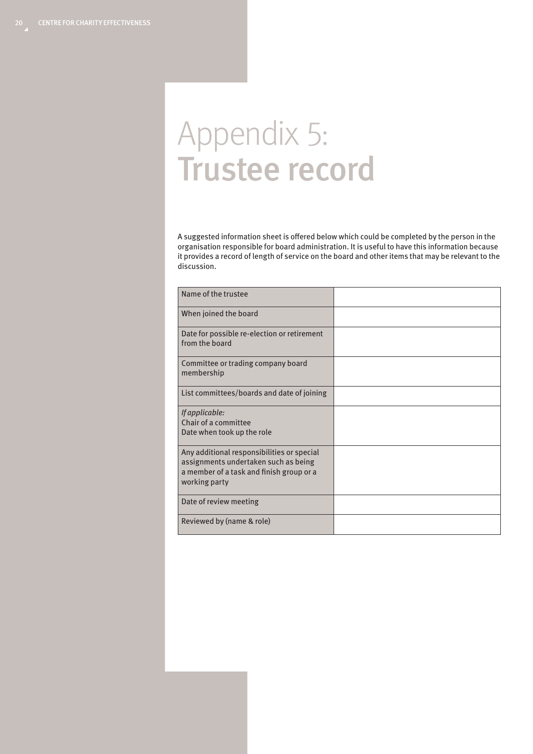# Appendix 5: Trustee record

A suggested information sheet is offered below which could be completed by the person in the organisation responsible for board administration. It is useful to have this information because it provides a record of length of service on the board and other items that may be relevant to the discussion.

| | |
|---|---|
| Name of the trustee | |
| When joined the board | |
| Date for possible re-election or retirement from the board | |
| Committee or trading company board membership | |
| List committees/boards and date of joining | |
| *If applicable:* Chair of a committee Date when took up the role | |
| Any additional responsibilities or special assignments undertaken such as being a member of a task and finish group or a working party | |
| Date of review meeting | |
| Reviewed by (name & role) | |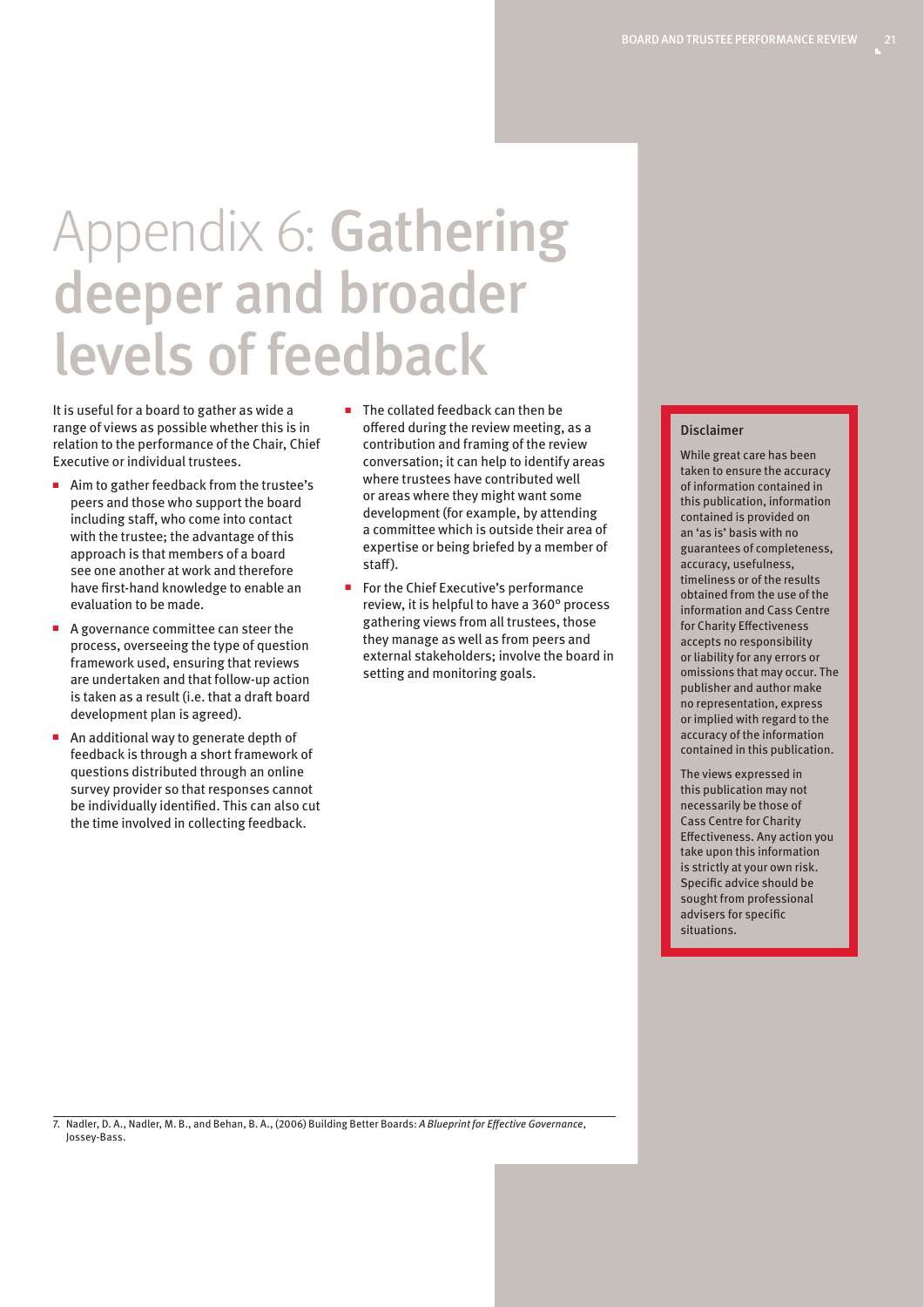# Appendix 6: Gathering deeper and broader levels of feedback

It is useful for a board to gather as wide a range of views as possible whether this is in relation to the performance of the Chair, Chief Executive or individual trustees.

- Aim to gather feedback from the trustee's peers and those who support the board including staff, who come into contact with the trustee; the advantage of this approach is that members of a board see one another at work and therefore have first-hand knowledge to enable an evaluation to be made.
- A governance committee can steer the process, overseeing the type of question framework used, ensuring that reviews are undertaken and that follow-up action is taken as a result (i.e. that a draft board development plan is agreed).
- An additional way to generate depth of feedback is through a short framework of questions distributed through an online survey provider so that responses cannot be individually identified. This can also cut the time involved in collecting feedback.
- The collated feedback can then be offered during the review meeting, as a contribution and framing of the review conversation; it can help to identify areas where trustees have contributed well or areas where they might want some development (for example, by attending a committee which is outside their area of expertise or being briefed by a member of staff).
- For the Chief Executive's performance review, it is helpful to have a 360° process gathering views from all trustees, those they manage as well as from peers and external stakeholders; involve the board in setting and monitoring goals.

**Disclaimer**

While great care has been taken to ensure the accuracy of information contained in this publication, information contained is provided on an 'as is' basis with no guarantees of completeness, accuracy, usefulness, timeliness or of the results obtained from the use of the information and Cass Centre for Charity Effectiveness accepts no responsibility or liability for any errors or omissions that may occur. The publisher and author make no representation, express or implied with regard to the accuracy of the information contained in this publication.

The views expressed in this publication may not necessarily be those of Cass Centre for Charity Effectiveness. Any action you take upon this information is strictly at your own risk. Specific advice should be sought from professional advisers for specific situations.

---

7. Nadler, D. A., Nadler, M. B., and Behan, B. A., (2006) Building Better Boards: *A Blueprint for Effective Governance*, Jossey-Bass.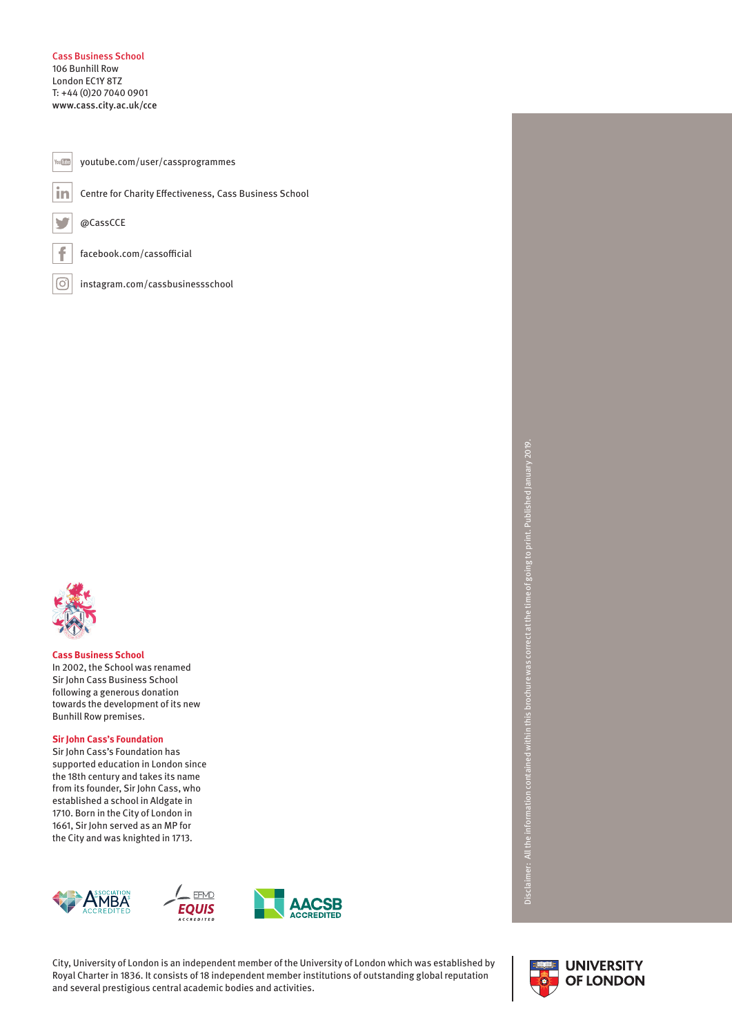**Cass Business School**
106 Bunhill Row
London EC1Y 8TZ
T: +44 (0)20 7040 0901
www.cass.city.ac.uk/cce

youtube.com/user/cassprogrammes

Centre for Charity Effectiveness, Cass Business School

@CassCCE

facebook.com/cassofficial

instagram.com/cassbusinessschool

**Cass Business School**
In 2002, the School was renamed Sir John Cass Business School following a generous donation towards the development of its new Bunhill Row premises.

**Sir John Cass's Foundation**
Sir John Cass's Foundation has supported education in London since the 18th century and takes its name from its founder, Sir John Cass, who established a school in Aldgate in 1710. Born in the City of London in 1661, Sir John served as an MP for the City and was knighted in 1713.

AMBA ACCREDITED · EFMD EQUIS ACCREDITED · AACSB ACCREDITED

Disclaimer: All the information contained within this brochure was correct at the time of going to print. Published January 2019.

City, University of London is an independent member of the University of London which was established by Royal Charter in 1836. It consists of 18 independent member institutions of outstanding global reputation and several prestigious central academic bodies and activities.

UNIVERSITY OF LONDON